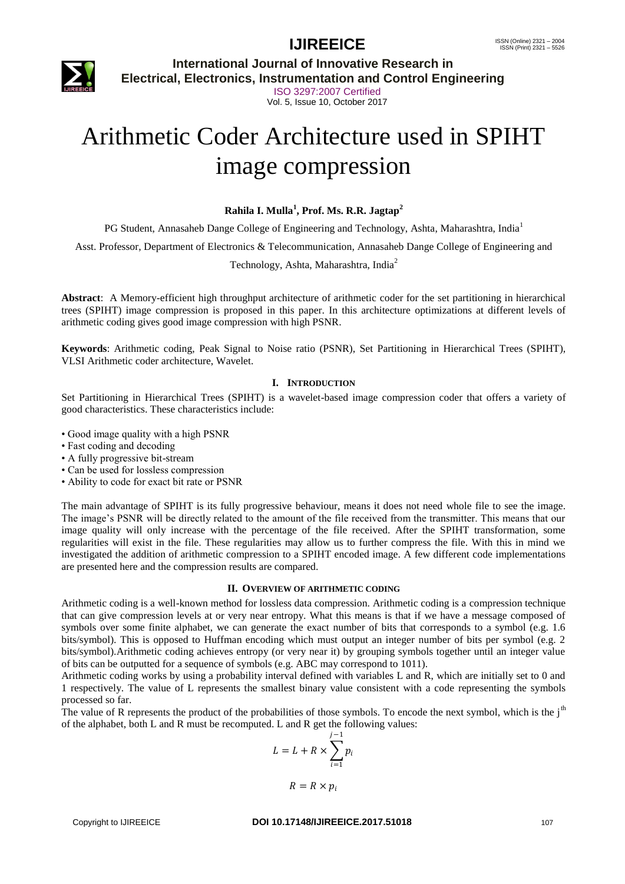# Arithmetic Coder Architecture used in SPIHT image compression

**Rahila I. Mulla[1], Prof. Ms. R.R. Jagtap[2]**

PG Student, Annasaheb Dange College of Engineering and Technology, Ashta, Maharashtra, India[1]

Asst. Professor, Department of Electronics & Telecommunication, Annasaheb Dange College of Engineering and Technology, Ashta, Maharashtra, India[2]

**Abstract**: A Memory-efficient high throughput architecture of arithmetic coder for the set partitioning in hierarchical trees (SPIHT) image compression is proposed in this paper. In this architecture optimizations at different levels of arithmetic coding gives good image compression with high PSNR.

**Keywords**: Arithmetic coding, Peak Signal to Noise ratio (PSNR), Set Partitioning in Hierarchical Trees (SPIHT), VLSI Arithmetic coder architecture, Wavelet.

## I. INTRODUCTION

Set Partitioning in Hierarchical Trees (SPIHT) is a wavelet-based image compression coder that offers a variety of good characteristics. These characteristics include:

- Good image quality with a high PSNR
- Fast coding and decoding
- A fully progressive bit-stream
- Can be used for lossless compression
- Ability to code for exact bit rate or PSNR

The main advantage of SPIHT is its fully progressive behaviour, means it does not need whole file to see the image. The image's PSNR will be directly related to the amount of the file received from the transmitter. This means that our image quality will only increase with the percentage of the file received. After the SPIHT transformation, some regularities will exist in the file. These regularities may allow us to further compress the file. With this in mind we investigated the addition of arithmetic compression to a SPIHT encoded image. A few different code implementations are presented here and the compression results are compared.

## II. OVERVIEW OF ARITHMETIC CODING

Arithmetic coding is a well-known method for lossless data compression. Arithmetic coding is a compression technique that can give compression levels at or very near entropy. What this means is that if we have a message composed of symbols over some finite alphabet, we can generate the exact number of bits that corresponds to a symbol (e.g. 1.6 bits/symbol). This is opposed to Huffman encoding which must output an integer number of bits per symbol (e.g. 2 bits/symbol).Arithmetic coding achieves entropy (or very near it) by grouping symbols together until an integer value of bits can be outputted for a sequence of symbols (e.g. ABC may correspond to 1011).

Arithmetic coding works by using a probability interval defined with variables L and R, which are initially set to 0 and 1 respectively. The value of L represents the smallest binary value consistent with a code representing the symbols processed so far.

The value of R represents the product of the probabilities of those symbols. To encode the next symbol, which is the $j^{th}$ of the alphabet, both L and R must be recomputed. L and R get the following values:

$$L = L + R \times \sum_{i=1}^{j-1} p_i$$

$$R = R \times p_i$$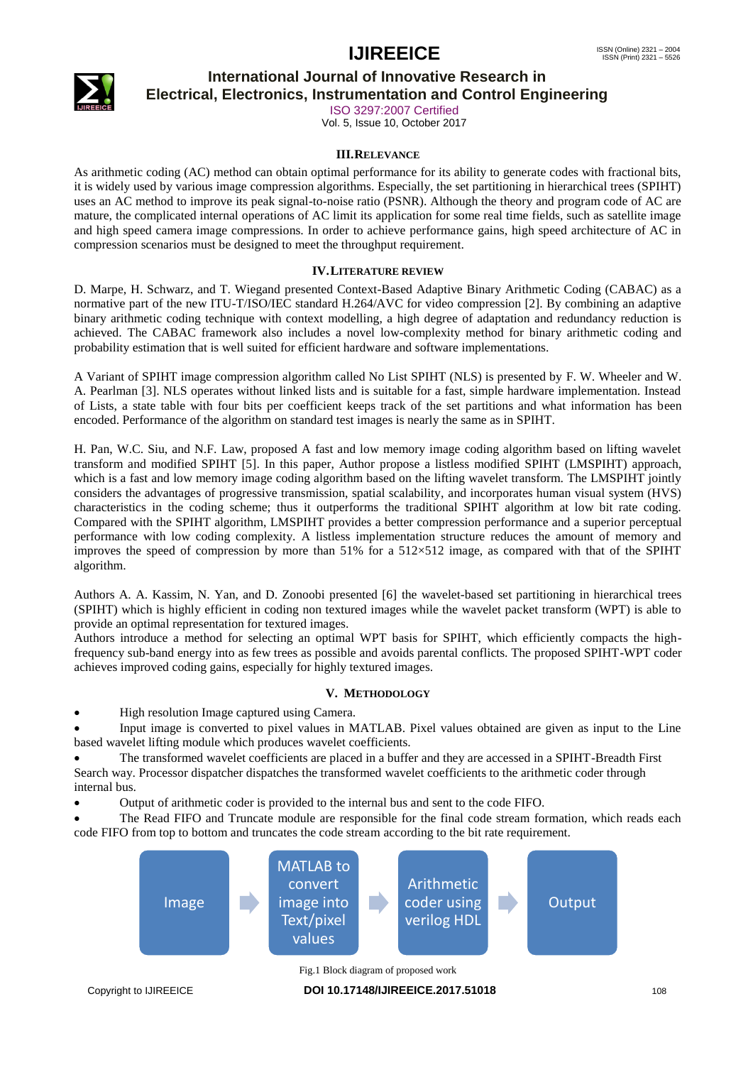## III. RELEVANCE

As arithmetic coding (AC) method can obtain optimal performance for its ability to generate codes with fractional bits, it is widely used by various image compression algorithms. Especially, the set partitioning in hierarchical trees (SPIHT) uses an AC method to improve its peak signal-to-noise ratio (PSNR). Although the theory and program code of AC are mature, the complicated internal operations of AC limit its application for some real time fields, such as satellite image and high speed camera image compressions. In order to achieve performance gains, high speed architecture of AC in compression scenarios must be designed to meet the throughput requirement.

## IV. LITERATURE REVIEW

D. Marpe, H. Schwarz, and T. Wiegand presented Context-Based Adaptive Binary Arithmetic Coding (CABAC) as a normative part of the new ITU-T/ISO/IEC standard H.264/AVC for video compression [2]. By combining an adaptive binary arithmetic coding technique with context modelling, a high degree of adaptation and redundancy reduction is achieved. The CABAC framework also includes a novel low-complexity method for binary arithmetic coding and probability estimation that is well suited for efficient hardware and software implementations.

A Variant of SPIHT image compression algorithm called No List SPIHT (NLS) is presented by F. W. Wheeler and W. A. Pearlman [3]. NLS operates without linked lists and is suitable for a fast, simple hardware implementation. Instead of Lists, a state table with four bits per coefficient keeps track of the set partitions and what information has been encoded. Performance of the algorithm on standard test images is nearly the same as in SPIHT.

H. Pan, W.C. Siu, and N.F. Law, proposed A fast and low memory image coding algorithm based on lifting wavelet transform and modified SPIHT [5]. In this paper, Author propose a listless modified SPIHT (LMSPIHT) approach, which is a fast and low memory image coding algorithm based on the lifting wavelet transform. The LMSPIHT jointly considers the advantages of progressive transmission, spatial scalability, and incorporates human visual system (HVS) characteristics in the coding scheme; thus it outperforms the traditional SPIHT algorithm at low bit rate coding. Compared with the SPIHT algorithm, LMSPIHT provides a better compression performance and a superior perceptual performance with low coding complexity. A listless implementation structure reduces the amount of memory and improves the speed of compression by more than 51% for a 512×512 image, as compared with that of the SPIHT algorithm.

Authors A. A. Kassim, N. Yan, and D. Zonoobi presented [6] the wavelet-based set partitioning in hierarchical trees (SPIHT) which is highly efficient in coding non textured images while the wavelet packet transform (WPT) is able to provide an optimal representation for textured images.
Authors introduce a method for selecting an optimal WPT basis for SPIHT, which efficiently compacts the high-frequency sub-band energy into as few trees as possible and avoids parental conflicts. The proposed SPIHT-WPT coder achieves improved coding gains, especially for highly textured images.

## V. METHODOLOGY

- High resolution Image captured using Camera.
- Input image is converted to pixel values in MATLAB. Pixel values obtained are given as input to the Line based wavelet lifting module which produces wavelet coefficients.
- The transformed wavelet coefficients are placed in a buffer and they are accessed in a SPIHT-Breadth First Search way. Processor dispatcher dispatches the transformed wavelet coefficients to the arithmetic coder through internal bus.
- Output of arithmetic coder is provided to the internal bus and sent to the code FIFO.
- The Read FIFO and Truncate module are responsible for the final code stream formation, which reads each code FIFO from top to bottom and truncates the code stream according to the bit rate requirement.

Image → MATLAB to convert image into Text/pixel values → Arithmetic coder using verilog HDL → Output

Fig.1 Block diagram of proposed work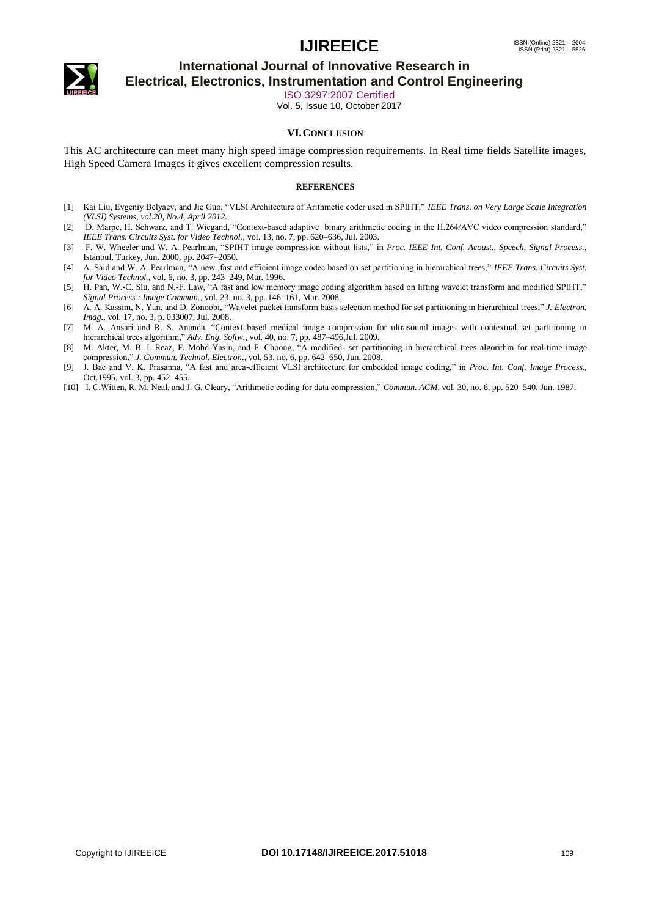## VI. CONCLUSION

This AC architecture can meet many high speed image compression requirements. In Real time fields Satellite images, High Speed Camera Images it gives excellent compression results.

## REFERENCES

[1] Kai Liu, Evgeniy Belyaev, and Jie Guo, "VLSI Architecture of Arithmetic coder used in SPIHT," *IEEE Trans. on Very Large Scale Integration (VLSI) Systems, vol.20, No.4, April 2012.*

[2] D. Marpe, H. Schwarz, and T. Wiegand, "Context-based adaptive binary arithmetic coding in the H.264/AVC video compression standard," *IEEE Trans. Circuits Syst. for Video Technol.*, vol. 13, no. 7, pp. 620–636, Jul. 2003.

[3] F. W. Wheeler and W. A. Pearlman, "SPIHT image compression without lists," in *Proc. IEEE Int. Conf. Acoust., Speech, Signal Process.*, Istanbul, Turkey, Jun. 2000, pp. 2047–2050.

[4] A. Said and W. A. Pearlman, "A new ,fast and efficient image codec based on set partitioning in hierarchical trees," *IEEE Trans. Circuits Syst. for Video Technol.*, vol. 6, no. 3, pp. 243–249, Mar. 1996.

[5] H. Pan, W.-C. Siu, and N.-F. Law, "A fast and low memory image coding algorithm based on lifting wavelet transform and modified SPIHT," *Signal Process.: Image Commun.*, vol. 23, no. 3, pp. 146–161, Mar. 2008.

[6] A. A. Kassim, N. Yan, and D. Zonoobi, "Wavelet packet transform basis selection method for set partitioning in hierarchical trees," *J. Electron. Imag.*, vol. 17, no. 3, p. 033007, Jul. 2008.

[7] M. A. Ansari and R. S. Ananda, "Context based medical image compression for ultrasound images with contextual set partitioning in hierarchical trees algorithm," *Adv. Eng. Softw.*, vol. 40, no. 7, pp. 487–496,Jul. 2009.

[8] M. Akter, M. B. I. Reaz, F. Mohd-Yasin, and F. Choong, "A modified- set partitioning in hierarchical trees algorithm for real-time image compression," *J. Commun. Technol. Electron.*, vol. 53, no. 6, pp. 642–650, Jun. 2008.

[9] J. Bac and V. K. Prasanna, "A fast and area-efficient VLSI architecture for embedded image coding," in *Proc. Int. Conf. Image Process.*, Oct.1995, vol. 3, pp. 452–455.

[10] I. C.Witten, R. M. Neal, and J. G. Cleary, "Arithmetic coding for data compression," *Commun. ACM*, vol. 30, no. 6, pp. 520–540, Jun. 1987.